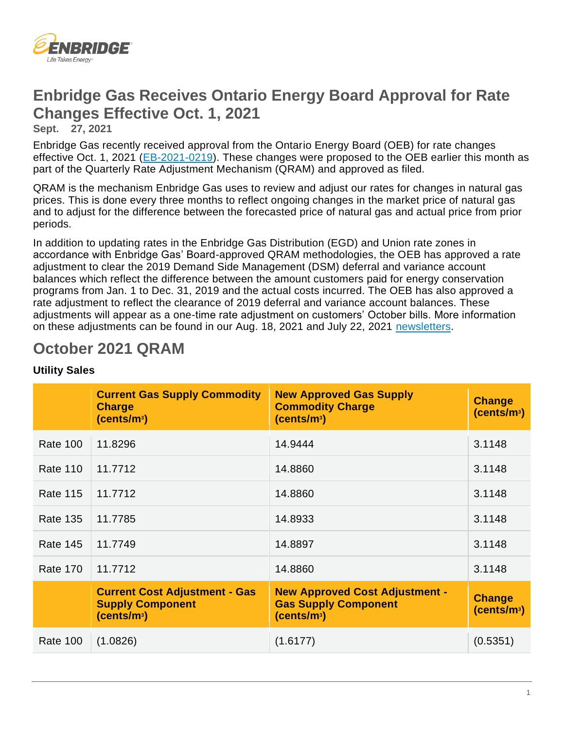# Enbridge Gas Receives Ontario Energy Board Approval for Rate Changes Effective Oct. 1, 2021

**Sept. 27, 2021**

Enbridge Gas recently received approval from the Ontario Energy Board (OEB) for rate changes effective Oct. 1, 2021 (EB-2021-0219). These changes were proposed to the OEB earlier this month as part of the Quarterly Rate Adjustment Mechanism (QRAM) and approved as filed.

QRAM is the mechanism Enbridge Gas uses to review and adjust our rates for changes in natural gas prices. This is done every three months to reflect ongoing changes in the market price of natural gas and to adjust for the difference between the forecasted price of natural gas and actual price from prior periods.

In addition to updating rates in the Enbridge Gas Distribution (EGD) and Union rate zones in accordance with Enbridge Gas' Board-approved QRAM methodologies, the OEB has approved a rate adjustment to clear the 2019 Demand Side Management (DSM) deferral and variance account balances which reflect the difference between the amount customers paid for energy conservation programs from Jan. 1 to Dec. 31, 2019 and the actual costs incurred. The OEB has also approved a rate adjustment to reflect the clearance of 2019 deferral and variance account balances. These adjustments will appear as a one-time rate adjustment on customers' October bills. More information on these adjustments can be found in our Aug. 18, 2021 and July 22, 2021 newsletters.

## October 2021 QRAM

**Utility Sales**

| | Current Gas Supply Commodity Charge (cents/m³) | New Approved Gas Supply Commodity Charge (cents/m³) | Change (cents/m³) |
|---|---|---|---|
| Rate 100 | 11.8296 | 14.9444 | 3.1148 |
| Rate 110 | 11.7712 | 14.8860 | 3.1148 |
| Rate 115 | 11.7712 | 14.8860 | 3.1148 |
| Rate 135 | 11.7785 | 14.8933 | 3.1148 |
| Rate 145 | 11.7749 | 14.8897 | 3.1148 |
| Rate 170 | 11.7712 | 14.8860 | 3.1148 |
| | **Current Cost Adjustment - Gas Supply Component (cents/m³)** | **New Approved Cost Adjustment - Gas Supply Component (cents/m³)** | **Change (cents/m³)** |
| Rate 100 | (1.0826) | (1.6177) | (0.5351) |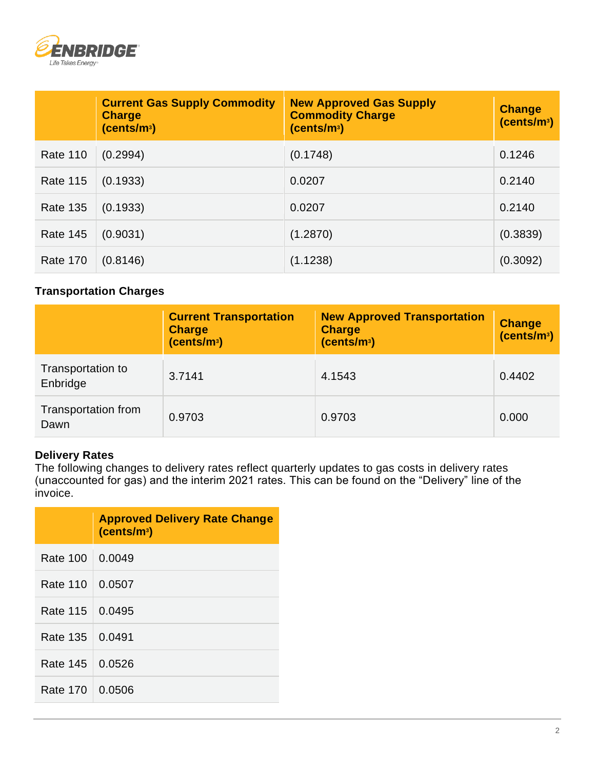| | Current Gas Supply Commodity Charge (cents/m³) | New Approved Gas Supply Commodity Charge (cents/m³) | Change (cents/m³) |
|---|---|---|---|
| Rate 110 | (0.2994) | (0.1748) | 0.1246 |
| Rate 115 | (0.1933) | 0.0207 | 0.2140 |
| Rate 135 | (0.1933) | 0.0207 | 0.2140 |
| Rate 145 | (0.9031) | (1.2870) | (0.3839) |
| Rate 170 | (0.8146) | (1.1238) | (0.3092) |

### Transportation Charges

| | Current Transportation Charge (cents/m³) | New Approved Transportation Charge (cents/m³) | Change (cents/m³) |
|---|---|---|---|
| Transportation to Enbridge | 3.7141 | 4.1543 | 0.4402 |
| Transportation from Dawn | 0.9703 | 0.9703 | 0.000 |

### Delivery Rates

The following changes to delivery rates reflect quarterly updates to gas costs in delivery rates (unaccounted for gas) and the interim 2021 rates. This can be found on the “Delivery” line of the invoice.

| | Approved Delivery Rate Change (cents/m³) |
|---|---|
| Rate 100 | 0.0049 |
| Rate 110 | 0.0507 |
| Rate 115 | 0.0495 |
| Rate 135 | 0.0491 |
| Rate 145 | 0.0526 |
| Rate 170 | 0.0506 |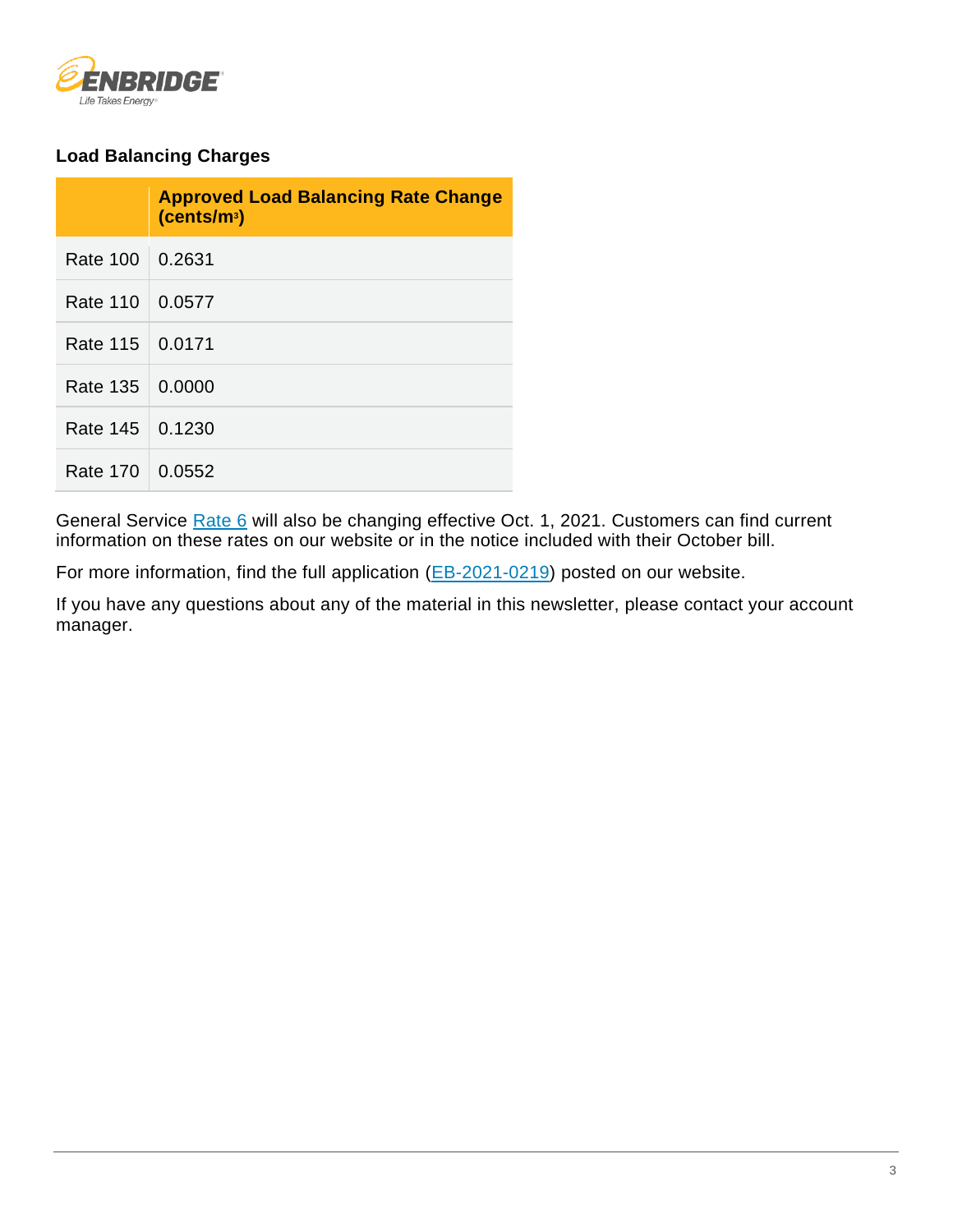### Load Balancing Charges

| | Approved Load Balancing Rate Change (cents/m³) |
|---|---|
| Rate 100 | 0.2631 |
| Rate 110 | 0.0577 |
| Rate 115 | 0.0171 |
| Rate 135 | 0.0000 |
| Rate 145 | 0.1230 |
| Rate 170 | 0.0552 |

General Service Rate 6 will also be changing effective Oct. 1, 2021. Customers can find current information on these rates on our website or in the notice included with their October bill.

For more information, find the full application (EB-2021-0219) posted on our website.

If you have any questions about any of the material in this newsletter, please contact your account manager.